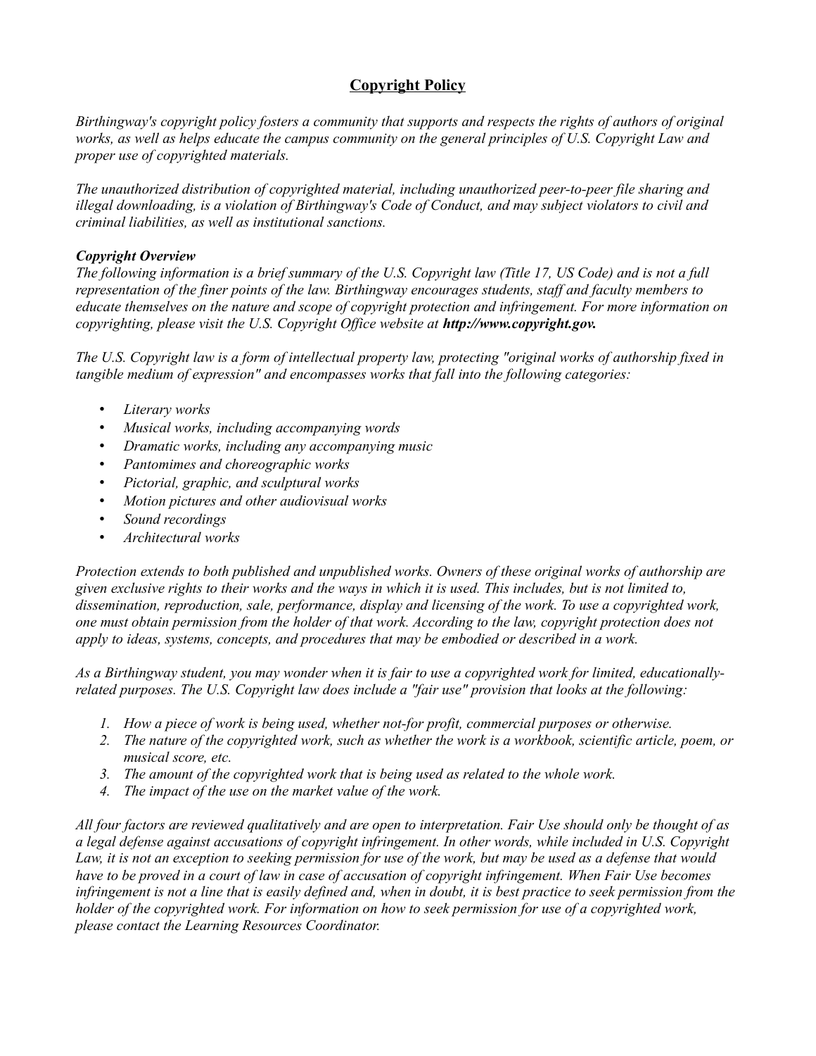# Copyright Policy

*Birthingway's copyright policy fosters a community that supports and respects the rights of authors of original works, as well as helps educate the campus community on the general principles of U.S. Copyright Law and proper use of copyrighted materials.*

*The unauthorized distribution of copyrighted material, including unauthorized peer-to-peer file sharing and illegal downloading, is a violation of Birthingway's Code of Conduct, and may subject violators to civil and criminal liabilities, as well as institutional sanctions.*

***Copyright Overview***

*The following information is a brief summary of the U.S. Copyright law (Title 17, US Code) and is not a full representation of the finer points of the law. Birthingway encourages students, staff and faculty members to educate themselves on the nature and scope of copyright protection and infringement. For more information on copyrighting, please visit the U.S. Copyright Office website at* ***http://www.copyright.gov.***

*The U.S. Copyright law is a form of intellectual property law, protecting "original works of authorship fixed in tangible medium of expression" and encompasses works that fall into the following categories:*

- *Literary works*
- *Musical works, including accompanying words*
- *Dramatic works, including any accompanying music*
- *Pantomimes and choreographic works*
- *Pictorial, graphic, and sculptural works*
- *Motion pictures and other audiovisual works*
- *Sound recordings*
- *Architectural works*

*Protection extends to both published and unpublished works. Owners of these original works of authorship are given exclusive rights to their works and the ways in which it is used. This includes, but is not limited to, dissemination, reproduction, sale, performance, display and licensing of the work. To use a copyrighted work, one must obtain permission from the holder of that work. According to the law, copyright protection does not apply to ideas, systems, concepts, and procedures that may be embodied or described in a work.*

*As a Birthingway student, you may wonder when it is fair to use a copyrighted work for limited, educationally-related purposes. The U.S. Copyright law does include a "fair use" provision that looks at the following:*

1. *How a piece of work is being used, whether not-for profit, commercial purposes or otherwise.*
2. *The nature of the copyrighted work, such as whether the work is a workbook, scientific article, poem, or musical score, etc.*
3. *The amount of the copyrighted work that is being used as related to the whole work.*
4. *The impact of the use on the market value of the work.*

*All four factors are reviewed qualitatively and are open to interpretation. Fair Use should only be thought of as a legal defense against accusations of copyright infringement. In other words, while included in U.S. Copyright Law, it is not an exception to seeking permission for use of the work, but may be used as a defense that would have to be proved in a court of law in case of accusation of copyright infringement. When Fair Use becomes infringement is not a line that is easily defined and, when in doubt, it is best practice to seek permission from the holder of the copyrighted work. For information on how to seek permission for use of a copyrighted work, please contact the Learning Resources Coordinator.*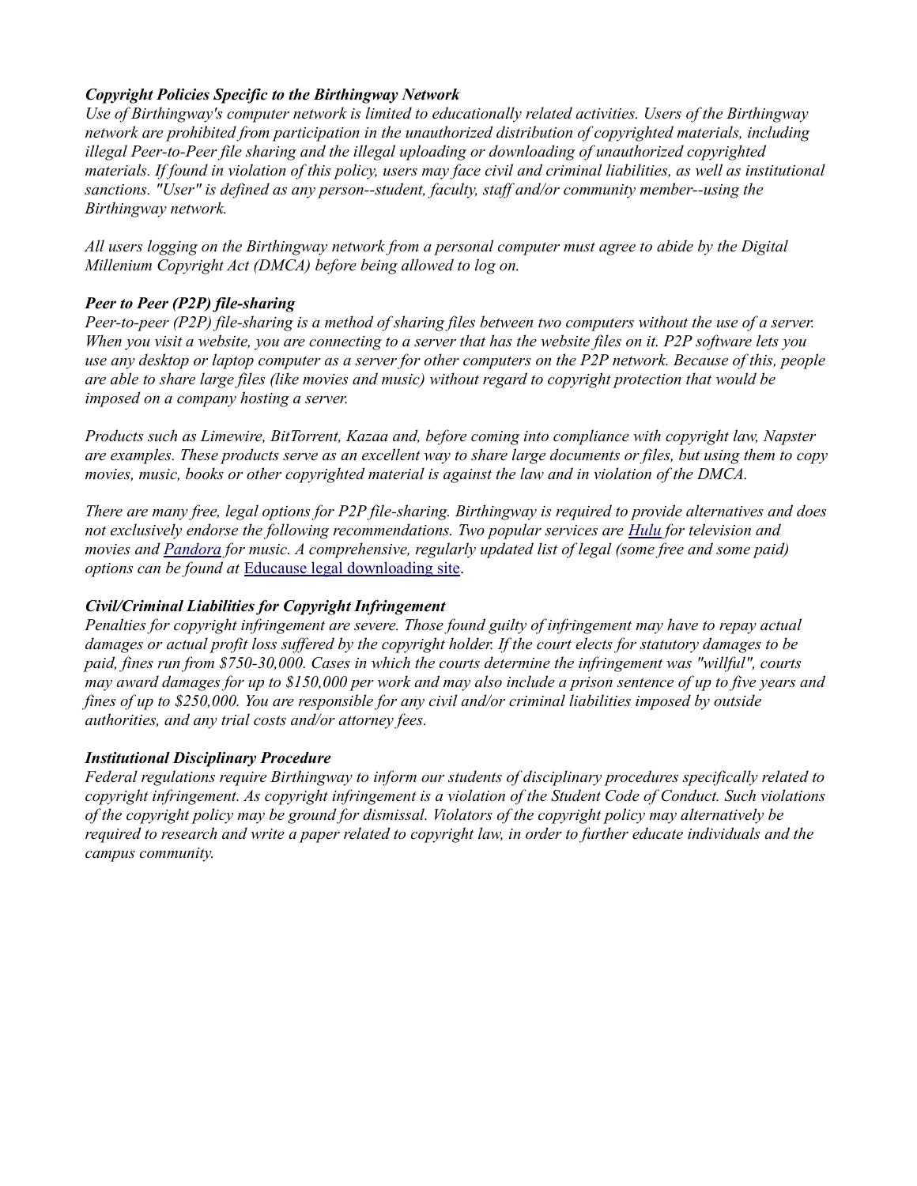***Copyright Policies Specific to the Birthingway Network***

*Use of Birthingway's computer network is limited to educationally related activities. Users of the Birthingway network are prohibited from participation in the unauthorized distribution of copyrighted materials, including illegal Peer-to-Peer file sharing and the illegal uploading or downloading of unauthorized copyrighted materials. If found in violation of this policy, users may face civil and criminal liabilities, as well as institutional sanctions. "User" is defined as any person--student, faculty, staff and/or community member--using the Birthingway network.*

*All users logging on the Birthingway network from a personal computer must agree to abide by the Digital Millenium Copyright Act (DMCA) before being allowed to log on.*

***Peer to Peer (P2P) file-sharing***

*Peer-to-peer (P2P) file-sharing is a method of sharing files between two computers without the use of a server. When you visit a website, you are connecting to a server that has the website files on it. P2P software lets you use any desktop or laptop computer as a server for other computers on the P2P network. Because of this, people are able to share large files (like movies and music) without regard to copyright protection that would be imposed on a company hosting a server.*

*Products such as Limewire, BitTorrent, Kazaa and, before coming into compliance with copyright law, Napster are examples. These products serve as an excellent way to share large documents or files, but using them to copy movies, music, books or other copyrighted material is against the law and in violation of the DMCA.*

*There are many free, legal options for P2P file-sharing. Birthingway is required to provide alternatives and does not exclusively endorse the following recommendations. Two popular services are Hulu for television and movies and Pandora for music. A comprehensive, regularly updated list of legal (some free and some paid) options can be found at* Educause legal downloading site.

***Civil/Criminal Liabilities for Copyright Infringement***

*Penalties for copyright infringement are severe. Those found guilty of infringement may have to repay actual damages or actual profit loss suffered by the copyright holder. If the court elects for statutory damages to be paid, fines run from $750-30,000. Cases in which the courts determine the infringement was "willful", courts may award damages for up to $150,000 per work and may also include a prison sentence of up to five years and fines of up to $250,000. You are responsible for any civil and/or criminal liabilities imposed by outside authorities, and any trial costs and/or attorney fees.*

***Institutional Disciplinary Procedure***

*Federal regulations require Birthingway to inform our students of disciplinary procedures specifically related to copyright infringement. As copyright infringement is a violation of the Student Code of Conduct. Such violations of the copyright policy may be ground for dismissal. Violators of the copyright policy may alternatively be required to research and write a paper related to copyright law, in order to further educate individuals and the campus community.*